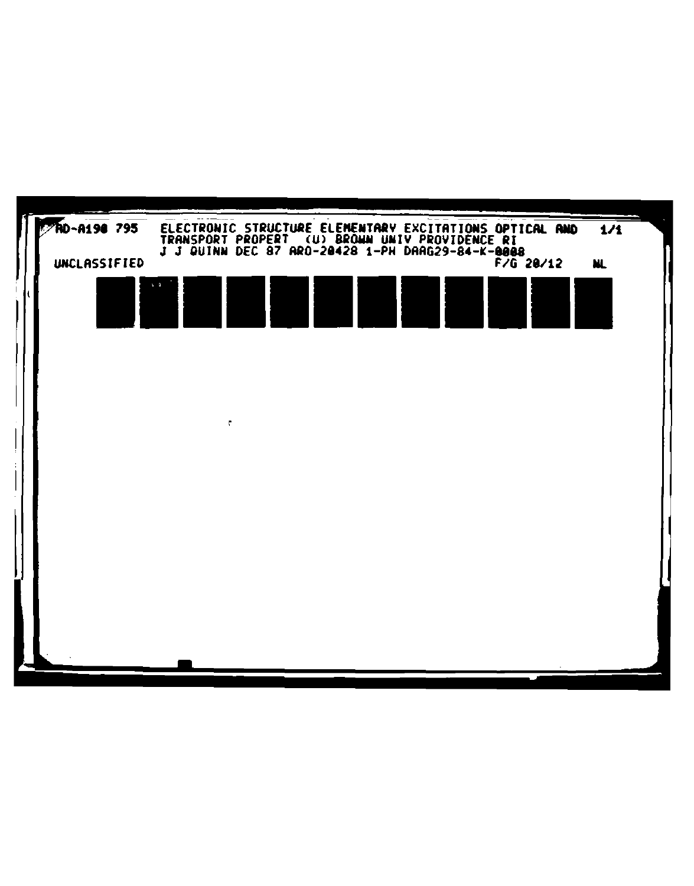AD-A190 795 ELECTRONIC STRUCTURE ELEMENTARY EXCITATIONS OPTICAL AND TRANSPORT PROPERT (U) BROWN UNIV PROVIDENCE RI J J QUINN DEC 87 ARO-20428 1-PH DAAG29-84-K-0088 1/1

UNCLASSIFIED F/G 20/12 NL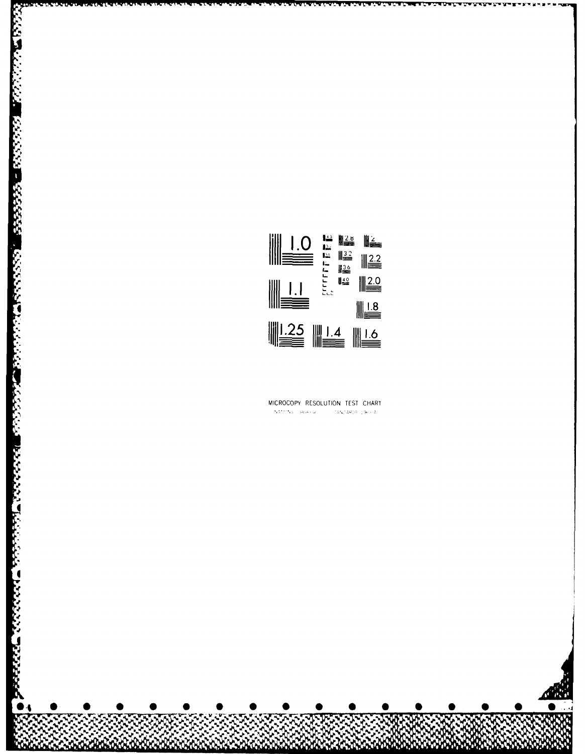MICROCOPY RESOLUTION TEST CHART

NATIONAL BUREAU OF STANDARDS 1963-A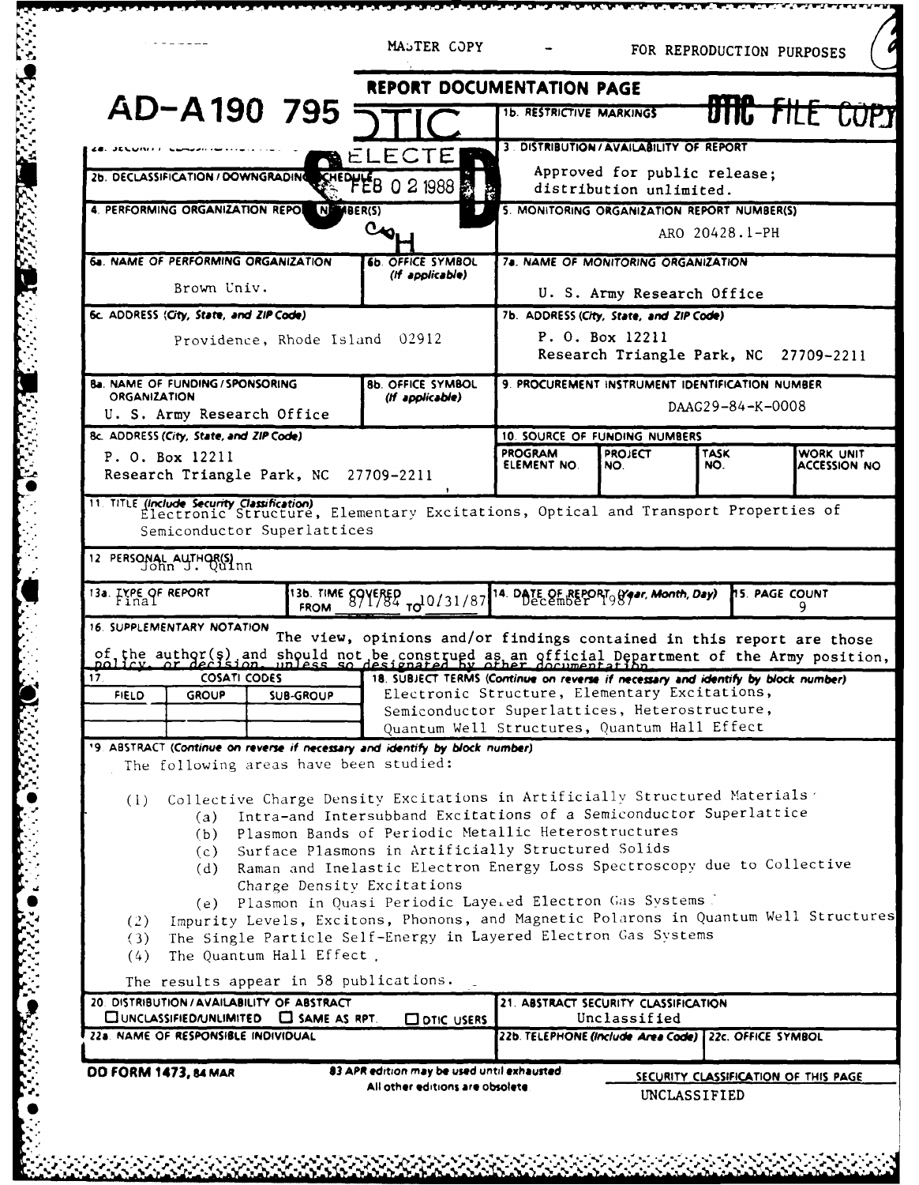MASTER COPY - FOR REPRODUCTION PURPOSES

AD-A190 795

DTIC FILE COPY

DTIC ELECTE FEB 0 2 1988

# REPORT DOCUMENTATION PAGE

| Field | Content |
|---|---|
| 1a. REPORT SECURITY CLASSIFICATION | |
| 1b. RESTRICTIVE MARKINGS | |
| 2a. SECURITY CLASSIFICATION AUTHORITY | |
| 2b. DECLASSIFICATION / DOWNGRADING SCHEDULE | |
| 3. DISTRIBUTION / AVAILABILITY OF REPORT | Approved for public release; distribution unlimited. |
| 4. PERFORMING ORGANIZATION REPORT NUMBER(S) | |
| 5. MONITORING ORGANIZATION REPORT NUMBER(S) | ARO 20428.1-PH |
| 6a. NAME OF PERFORMING ORGANIZATION | Brown Univ. |
| 6b. OFFICE SYMBOL (If applicable) | |
| 7a. NAME OF MONITORING ORGANIZATION | U. S. Army Research Office |
| 6c. ADDRESS (City, State, and ZIP Code) | Providence, Rhode Island 02912 |
| 7b. ADDRESS (City, State, and ZIP Code) | P. O. Box 12211, Research Triangle Park, NC 27709-2211 |
| 8a. NAME OF FUNDING/SPONSORING ORGANIZATION | U. S. Army Research Office |
| 8b. OFFICE SYMBOL (If applicable) | |
| 9. PROCUREMENT INSTRUMENT IDENTIFICATION NUMBER | DAAG29-84-K-0008 |
| 8c. ADDRESS (City, State, and ZIP Code) | P. O. Box 12211, Research Triangle Park, NC 27709-2211 |
| 10. SOURCE OF FUNDING NUMBERS | PROGRAM ELEMENT NO. / PROJECT NO. / TASK NO. / WORK UNIT ACCESSION NO. |

11. TITLE (Include Security Classification)
Electronic Structure, Elementary Excitations, Optical and Transport Properties of Semiconductor Superlattices

12. PERSONAL AUTHOR(S)
John J. Quinn

| 13a. TYPE OF REPORT | 13b. TIME COVERED | 14. DATE OF REPORT (Year, Month, Day) | 15. PAGE COUNT |
|---|---|---|---|
| Final | FROM 8/1/84 TO 10/31/87 | December 1987 | 9 |

16. SUPPLEMENTARY NOTATION
The view, opinions and/or findings contained in this report are those of the author(s) and should not be construed as an official Department of the Army position, policy, or decision, unless so designated by other documentation.

| 17. COSATI CODES | | |
|---|---|---|
| FIELD | GROUP | SUB-GROUP |
| | | |
| | | |

18. SUBJECT TERMS (Continue on reverse if necessary and identify by block number)
Electronic Structure, Elementary Excitations, Semiconductor Superlattices, Heterostructure, Quantum Well Structures, Quantum Hall Effect

19. ABSTRACT (Continue on reverse if necessary and identify by block number)

The following areas have been studied:

(1) Collective Charge Density Excitations in Artificially Structured Materials
   (a) Intra-and Intersubband Excitations of a Semiconductor Superlattice
   (b) Plasmon Bands of Periodic Metallic Heterostructures
   (c) Surface Plasmons in Artificially Structured Solids
   (d) Raman and Inelastic Electron Energy Loss Spectroscopy due to Collective Charge Density Excitations
   (e) Plasmon in Quasi Periodic Layered Electron Gas Systems

(2) Impurity Levels, Excitons, Phonons, and Magnetic Polarons in Quantum Well Structures

(3) The Single Particle Self-Energy in Layered Electron Gas Systems

(4) The Quantum Hall Effect.

The results appear in 58 publications.

| 20. DISTRIBUTION/AVAILABILITY OF ABSTRACT | 21. ABSTRACT SECURITY CLASSIFICATION |
|---|---|
| ☐ UNCLASSIFIED/UNLIMITED ☐ SAME AS RPT. ☐ DTIC USERS | Unclassified |

| 22a. NAME OF RESPONSIBLE INDIVIDUAL | 22b. TELEPHONE (Include Area Code) | 22c. OFFICE SYMBOL |
|---|---|---|
| | | |

DD FORM 1473, 84 MAR — 83 APR edition may be used until exhausted. All other editions are obsolete.

SECURITY CLASSIFICATION OF THIS PAGE
UNCLASSIFIED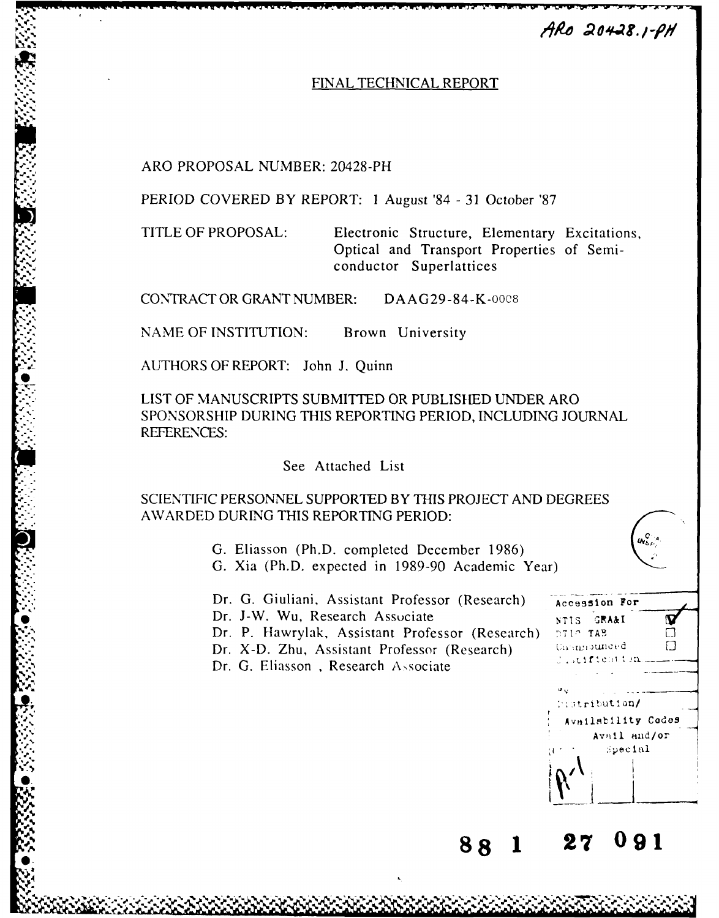ARO 20428.1-PH

# FINAL TECHNICAL REPORT

ARO PROPOSAL NUMBER: 20428-PH

PERIOD COVERED BY REPORT: 1 August '84 - 31 October '87

TITLE OF PROPOSAL: Electronic Structure, Elementary Excitations, Optical and Transport Properties of Semiconductor Superlattices

CONTRACT OR GRANT NUMBER: DAAG29-84-K-0008

NAME OF INSTITUTION: Brown University

AUTHORS OF REPORT: John J. Quinn

LIST OF MANUSCRIPTS SUBMITTED OR PUBLISHED UNDER ARO SPONSORSHIP DURING THIS REPORTING PERIOD, INCLUDING JOURNAL REFERENCES:

See Attached List

SCIENTIFIC PERSONNEL SUPPORTED BY THIS PROJECT AND DEGREES AWARDED DURING THIS REPORTING PERIOD:

G. Eliasson (Ph.D. completed December 1986)
G. Xia (Ph.D. expected in 1989-90 Academic Year)

Dr. G. Giuliani, Assistant Professor (Research)
Dr. J-W. Wu, Research Associate
Dr. P. Hawrylak, Assistant Professor (Research)
Dr. X-D. Zhu, Assistant Professor (Research)
Dr. G. Eliasson, Research Associate

| Accession For | |
|---|---|
| NTIS GRA&I | ☑ |
| DTIC TAB | ☐ |
| Unannounced | ☐ |
| Justification | |
| By | |
| Distribution/ | |
| Availability Codes | |
| Dist | Avail and/or Special |
| A-1 | |

88 1 27 091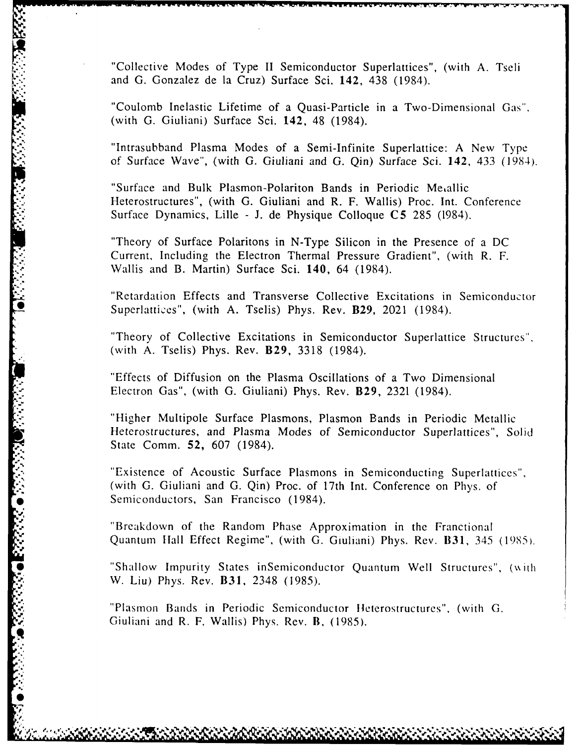"Collective Modes of Type II Semiconductor Superlattices", (with A. Tseli and G. Gonzalez de la Cruz) Surface Sci. **142**, 438 (1984).

"Coulomb Inelastic Lifetime of a Quasi-Particle in a Two-Dimensional Gas", (with G. Giuliani) Surface Sci. **142**, 48 (1984).

"Intrasubband Plasma Modes of a Semi-Infinite Superlattice: A New Type of Surface Wave", (with G. Giuliani and G. Qin) Surface Sci. **142**, 433 (1984).

"Surface and Bulk Plasmon-Polariton Bands in Periodic Metallic Heterostructures", (with G. Giuliani and R. F. Wallis) Proc. Int. Conference Surface Dynamics, Lille - J. de Physique Colloque **C5** 285 (1984).

"Theory of Surface Polaritons in N-Type Silicon in the Presence of a DC Current, Including the Electron Thermal Pressure Gradient", (with R. F. Wallis and B. Martin) Surface Sci. **140**, 64 (1984).

"Retardation Effects and Transverse Collective Excitations in Semiconductor Superlattices", (with A. Tselis) Phys. Rev. **B29**, 2021 (1984).

"Theory of Collective Excitations in Semiconductor Superlattice Structures", (with A. Tselis) Phys. Rev. **B29**, 3318 (1984).

"Effects of Diffusion on the Plasma Oscillations of a Two Dimensional Electron Gas", (with G. Giuliani) Phys. Rev. **B29**, 2321 (1984).

"Higher Multipole Surface Plasmons, Plasmon Bands in Periodic Metallic Heterostructures, and Plasma Modes of Semiconductor Superlattices", Solid State Comm. **52**, 607 (1984).

"Existence of Acoustic Surface Plasmons in Semiconducting Superlattices", (with G. Giuliani and G. Qin) Proc. of 17th Int. Conference on Phys. of Semiconductors, San Francisco (1984).

"Breakdown of the Random Phase Approximation in the Franctional Quantum Hall Effect Regime", (with G. Giuliani) Phys. Rev. **B31**, 345 (1985).

"Shallow Impurity States inSemiconductor Quantum Well Structures", (with W. Liu) Phys. Rev. **B31**, 2348 (1985).

"Plasmon Bands in Periodic Semiconductor Heterostructures", (with G. Giuliani and R. F. Wallis) Phys. Rev. **B**, (1985).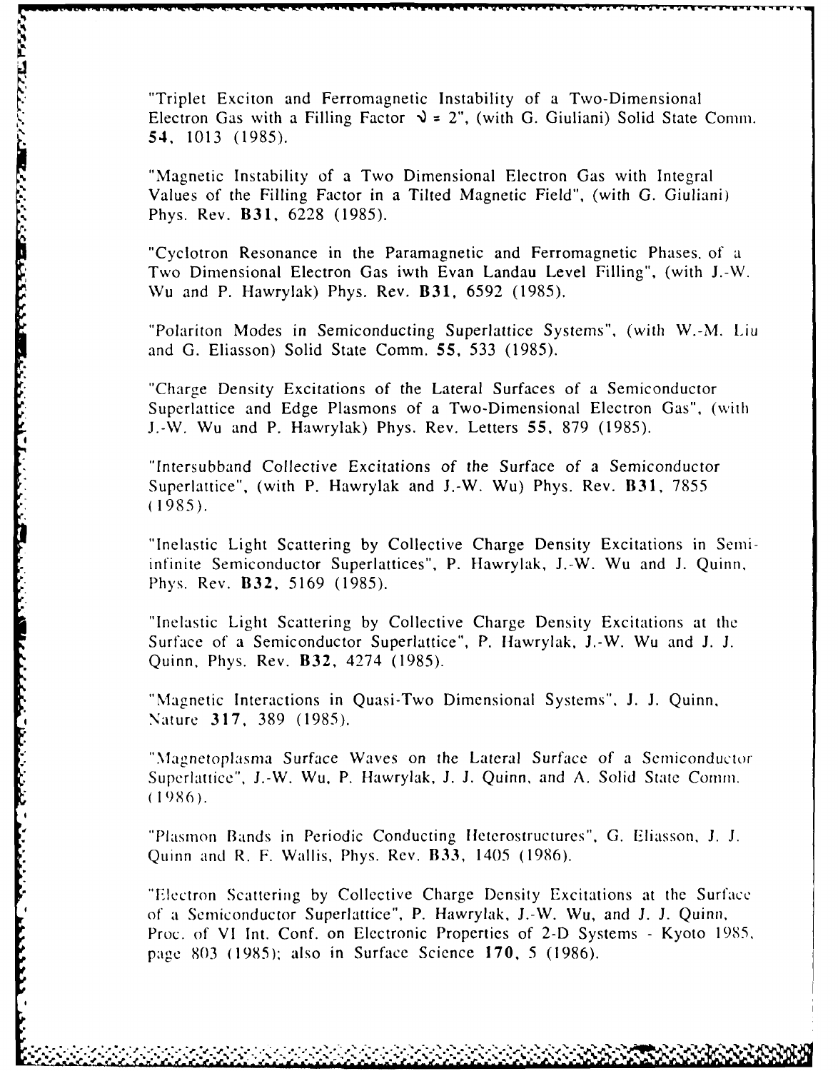"Triplet Exciton and Ferromagnetic Instability of a Two-Dimensional Electron Gas with a Filling Factor $\nu = 2$", (with G. Giuliani) Solid State Comm. **54**, 1013 (1985).

"Magnetic Instability of a Two Dimensional Electron Gas with Integral Values of the Filling Factor in a Tilted Magnetic Field", (with G. Giuliani) Phys. Rev. **B31**, 6228 (1985).

"Cyclotron Resonance in the Paramagnetic and Ferromagnetic Phases of a Two Dimensional Electron Gas iwth Evan Landau Level Filling", (with J.-W. Wu and P. Hawrylak) Phys. Rev. **B31**, 6592 (1985).

"Polariton Modes in Semiconducting Superlattice Systems", (with W.-M. Liu and G. Eliasson) Solid State Comm. **55**, 533 (1985).

"Charge Density Excitations of the Lateral Surfaces of a Semiconductor Superlattice and Edge Plasmons of a Two-Dimensional Electron Gas", (with J.-W. Wu and P. Hawrylak) Phys. Rev. Letters **55**, 879 (1985).

"Intersubband Collective Excitations of the Surface of a Semiconductor Superlattice", (with P. Hawrylak and J.-W. Wu) Phys. Rev. **B31**, 7855 (1985).

"Inelastic Light Scattering by Collective Charge Density Excitations in Semi-infinite Semiconductor Superlattices", P. Hawrylak, J.-W. Wu and J. Quinn, Phys. Rev. **B32**, 5169 (1985).

"Inelastic Light Scattering by Collective Charge Density Excitations at the Surface of a Semiconductor Superlattice", P. Hawrylak, J.-W. Wu and J. J. Quinn, Phys. Rev. **B32**, 4274 (1985).

"Magnetic Interactions in Quasi-Two Dimensional Systems", J. J. Quinn, Nature **317**, 389 (1985).

"Magnetoplasma Surface Waves on the Lateral Surface of a Semiconductor Superlattice", J.-W. Wu, P. Hawrylak, J. J. Quinn, and A. Solid State Comm. (1986).

"Plasmon Bands in Periodic Conducting Heterostructures", G. Eliasson, J. J. Quinn and R. F. Wallis, Phys. Rev. **B33**, 1405 (1986).

"Electron Scattering by Collective Charge Density Excitations at the Surface of a Semiconductor Superlattice", P. Hawrylak, J.-W. Wu, and J. J. Quinn, Proc. of VI Int. Conf. on Electronic Properties of 2-D Systems - Kyoto 1985, page 803 (1985); also in Surface Science **170**, 5 (1986).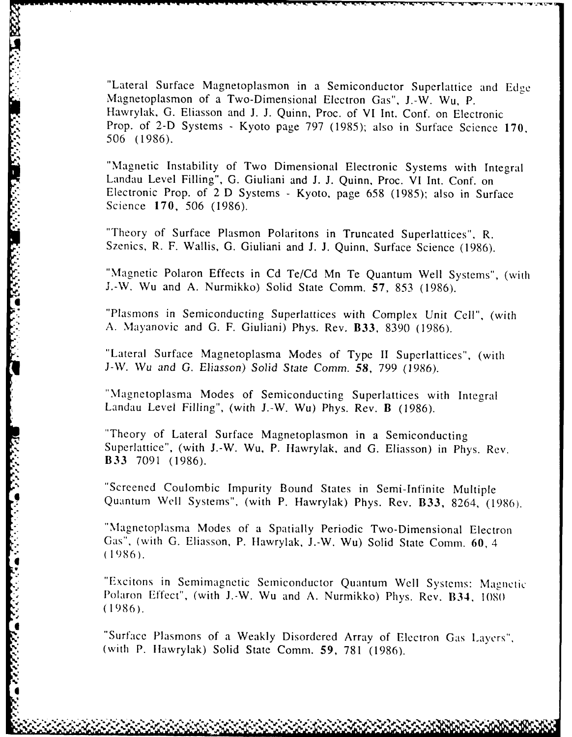"Lateral Surface Magnetoplasmon in a Semiconductor Superlattice and Edge Magnetoplasmon of a Two-Dimensional Electron Gas", J.-W. Wu, P. Hawrylak, G. Eliasson and J. J. Quinn, Proc. of VI Int. Conf. on Electronic Prop. of 2-D Systems - Kyoto page 797 (1985); also in Surface Science **170**, 506 (1986).

"Magnetic Instability of Two Dimensional Electronic Systems with Integral Landau Level Filling", G. Giuliani and J. J. Quinn, Proc. VI Int. Conf. on Electronic Prop. of 2 D Systems - Kyoto, page 658 (1985); also in Surface Science **170**, 506 (1986).

"Theory of Surface Plasmon Polaritons in Truncated Superlattices", R. Szenics, R. F. Wallis, G. Giuliani and J. J. Quinn, Surface Science (1986).

"Magnetic Polaron Effects in Cd Te/Cd Mn Te Quantum Well Systems", (with J.-W. Wu and A. Nurmikko) Solid State Comm. **57**, 853 (1986).

"Plasmons in Semiconducting Superlattices with Complex Unit Cell", (with A. Mayanovic and G. F. Giuliani) Phys. Rev. **B33**, 8390 (1986).

"Lateral Surface Magnetoplasma Modes of Type II Superlattices", (with J-W. Wu and G. Eliasson) *Solid State Comm.* **58**, 799 *(1986)*.

"Magnetoplasma Modes of Semiconducting Superlattices with Integral Landau Level Filling", (with J.-W. Wu) Phys. Rev. **B** (1986).

"Theory of Lateral Surface Magnetoplasmon in a Semiconducting Superlattice", (with J.-W. Wu, P. Hawrylak, and G. Eliasson) in Phys. Rev. **B33** 7091 (1986).

"Screened Coulombic Impurity Bound States in Semi-Infinite Multiple Quantum Well Systems", (with P. Hawrylak) Phys. Rev. **B33**, 8264, (1986).

"Magnetoplasma Modes of a Spatially Periodic Two-Dimensional Electron Gas", (with G. Eliasson, P. Hawrylak, J.-W. Wu) Solid State Comm. **60**, 4 (1986).

"Excitons in Semimagnetic Semiconductor Quantum Well Systems: Magnetic Polaron Effect", (with J.-W. Wu and A. Nurmikko) Phys. Rev. **B34**, 1080 (1986).

"Surface Plasmons of a Weakly Disordered Array of Electron Gas Layers", (with P. Hawrylak) Solid State Comm. **59**, 781 (1986).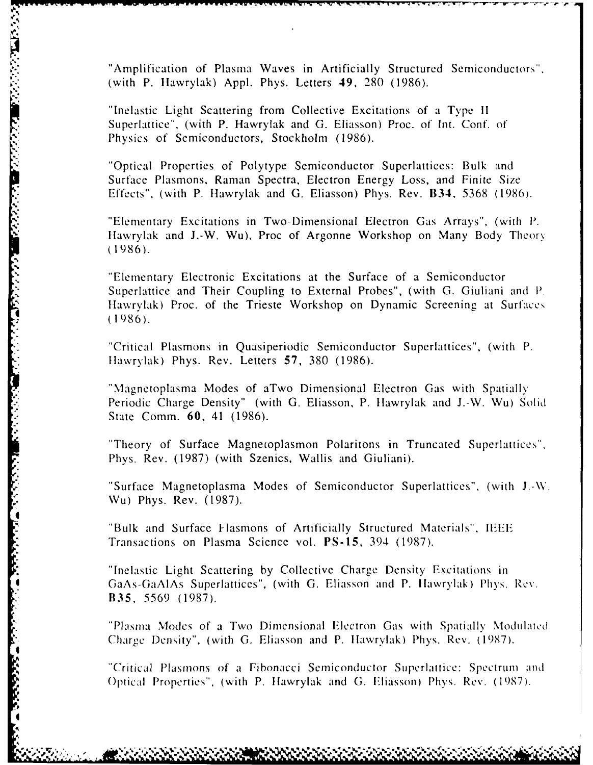"Amplification of Plasma Waves in Artificially Structured Semiconductors", (with P. Hawrylak) Appl. Phys. Letters **49**, 280 (1986).

"Inelastic Light Scattering from Collective Excitations of a Type II Superlattice", (with P. Hawrylak and G. Eliasson) Proc. of Int. Conf. of Physics of Semiconductors, Stockholm (1986).

"Optical Properties of Polytype Semiconductor Superlattices: Bulk and Surface Plasmons, Raman Spectra, Electron Energy Loss, and Finite Size Effects", (with P. Hawrylak and G. Eliasson) Phys. Rev. **B34**, 5368 (1986).

"Elementary Excitations in Two-Dimensional Electron Gas Arrays", (with P. Hawrylak and J.-W. Wu), Proc of Argonne Workshop on Many Body Theory (1986).

"Elementary Electronic Excitations at the Surface of a Semiconductor Superlattice and Their Coupling to External Probes", (with G. Giuliani and P. Hawrylak) Proc. of the Trieste Workshop on Dynamic Screening at Surfaces (1986).

"Critical Plasmons in Quasiperiodic Semiconductor Superlattices", (with P. Hawrylak) Phys. Rev. Letters **57**, 380 (1986).

"Magnetoplasma Modes of aTwo Dimensional Electron Gas with Spatially Periodic Charge Density" (with G. Eliasson, P. Hawrylak and J.-W. Wu) Solid State Comm. **60**, 41 (1986).

"Theory of Surface Magnetoplasmon Polaritons in Truncated Superlattices", Phys. Rev. (1987) (with Szenics, Wallis and Giuliani).

"Surface Magnetoplasma Modes of Semiconductor Superlattices", (with J.-W. Wu) Phys. Rev. (1987).

"Bulk and Surface Plasmons of Artificially Structured Materials", IEEE Transactions on Plasma Science vol. **PS-15**, 394 (1987).

"Inelastic Light Scattering by Collective Charge Density Excitations in GaAs-GaAlAs Superlattices", (with G. Eliasson and P. Hawrylak) Phys. Rev. **B35**, 5569 (1987).

"Plasma Modes of a Two Dimensional Electron Gas with Spatially Modulated Charge Density", (with G. Eliasson and P. Hawrylak) Phys. Rev. (1987).

"Critical Plasmons of a Fibonacci Semiconductor Superlattice: Spectrum and Optical Properties", (with P. Hawrylak and G. Eliasson) Phys. Rev. (1987).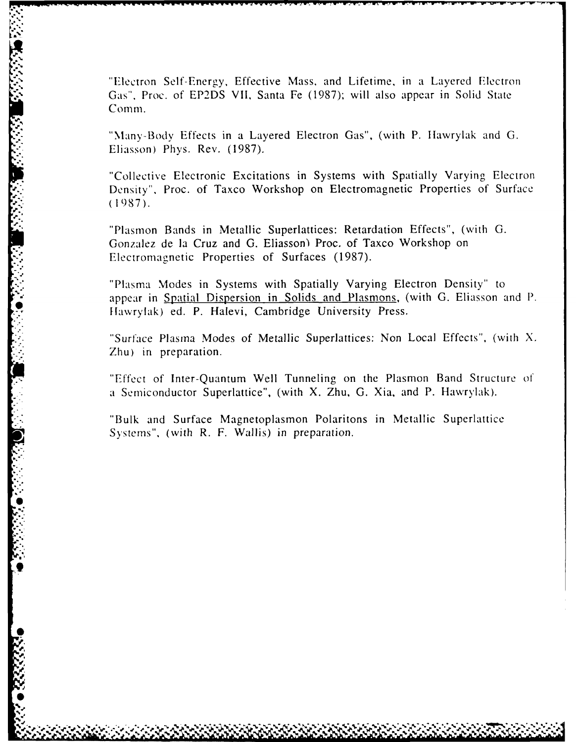"Electron Self-Energy, Effective Mass, and Lifetime, in a Layered Electron Gas", Proc. of EP2DS VII, Santa Fe (1987); will also appear in Solid State Comm.

"Many-Body Effects in a Layered Electron Gas", (with P. Hawrylak and G. Eliasson) Phys. Rev. (1987).

"Collective Electronic Excitations in Systems with Spatially Varying Electron Density", Proc. of Taxco Workshop on Electromagnetic Properties of Surface (1987).

"Plasmon Bands in Metallic Superlattices: Retardation Effects", (with G. Gonzalez de la Cruz and G. Eliasson) Proc. of Taxco Workshop on Electromagnetic Properties of Surfaces (1987).

"Plasma Modes in Systems with Spatially Varying Electron Density" to appear in Spatial Dispersion in Solids and Plasmons, (with G. Eliasson and P. Hawrylak) ed. P. Halevi, Cambridge University Press.

"Surface Plasma Modes of Metallic Superlattices: Non Local Effects", (with X. Zhu) in preparation.

"Effect of Inter-Quantum Well Tunneling on the Plasmon Band Structure of a Semiconductor Superlattice", (with X. Zhu, G. Xia, and P. Hawrylak).

"Bulk and Surface Magnetoplasmon Polaritons in Metallic Superlattice Systems", (with R. F. Wallis) in preparation.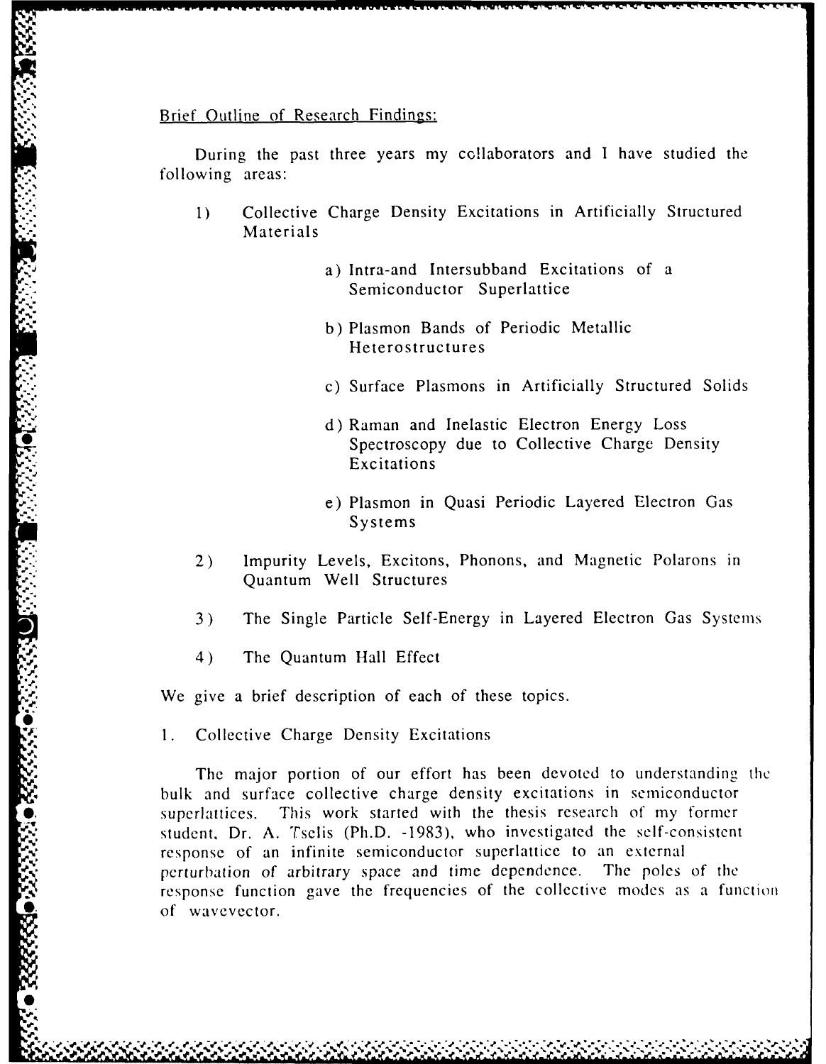Brief Outline of Research Findings:

During the past three years my collaborators and I have studied the following areas:

1) Collective Charge Density Excitations in Artificially Structured Materials

   a) Intra-and Intersubband Excitations of a Semiconductor Superlattice

   b) Plasmon Bands of Periodic Metallic Heterostructures

   c) Surface Plasmons in Artificially Structured Solids

   d) Raman and Inelastic Electron Energy Loss Spectroscopy due to Collective Charge Density Excitations

   e) Plasmon in Quasi Periodic Layered Electron Gas Systems

2) Impurity Levels, Excitons, Phonons, and Magnetic Polarons in Quantum Well Structures

3) The Single Particle Self-Energy in Layered Electron Gas Systems

4) The Quantum Hall Effect

We give a brief description of each of these topics.

1. Collective Charge Density Excitations

The major portion of our effort has been devoted to understanding the bulk and surface collective charge density excitations in semiconductor superlattices. This work started with the thesis research of my former student, Dr. A. Tselis (Ph.D. -1983), who investigated the self-consistent response of an infinite semiconductor superlattice to an external perturbation of arbitrary space and time dependence. The poles of the response function gave the frequencies of the collective modes as a function of wavevector.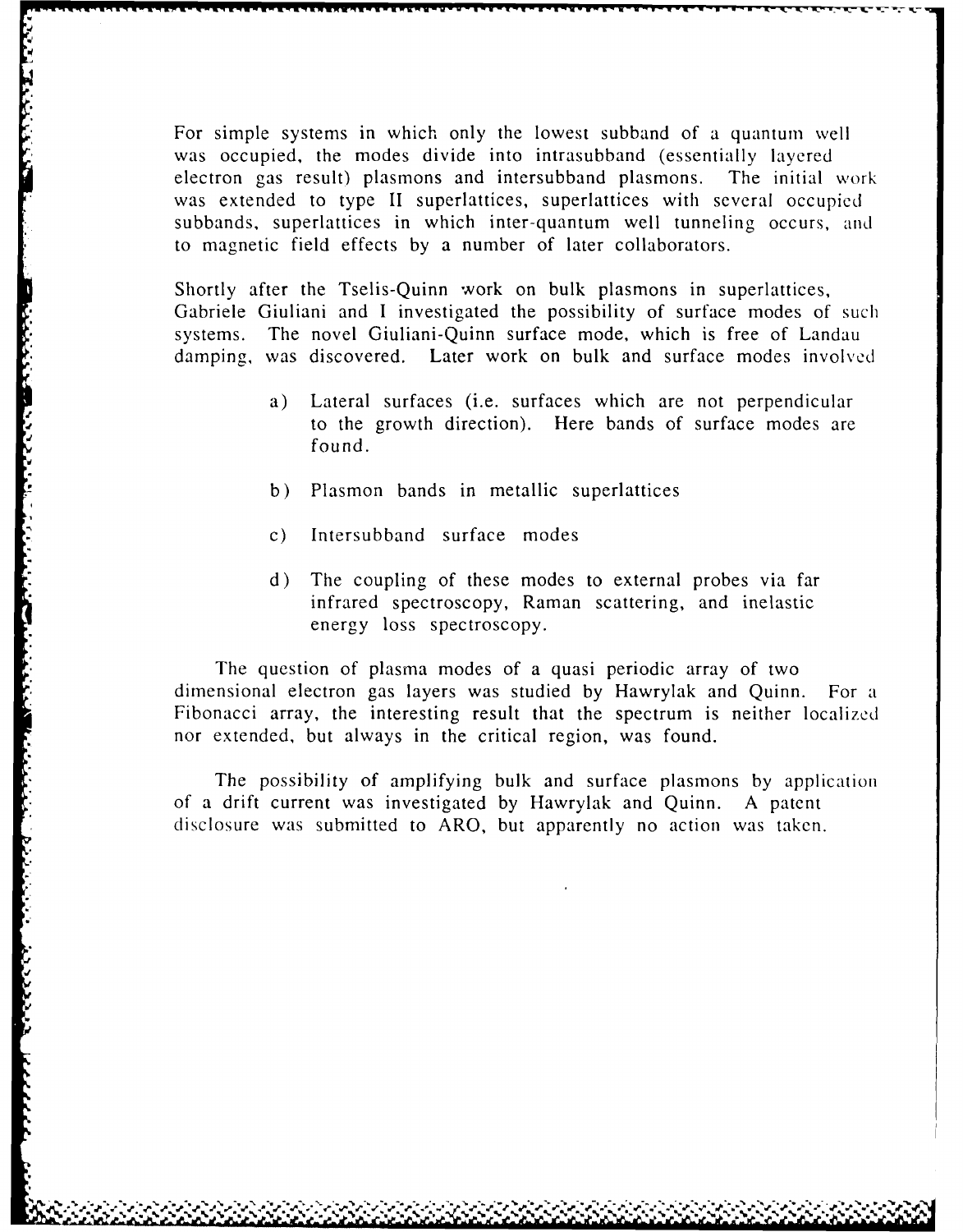For simple systems in which only the lowest subband of a quantum well was occupied, the modes divide into intrasubband (essentially layered electron gas result) plasmons and intersubband plasmons. The initial work was extended to type II superlattices, superlattices with several occupied subbands, superlattices in which inter-quantum well tunneling occurs, and to magnetic field effects by a number of later collaborators.

Shortly after the Tselis-Quinn work on bulk plasmons in superlattices, Gabriele Giuliani and I investigated the possibility of surface modes of such systems. The novel Giuliani-Quinn surface mode, which is free of Landau damping, was discovered. Later work on bulk and surface modes involved

a) Lateral surfaces (i.e. surfaces which are not perpendicular to the growth direction). Here bands of surface modes are found.

b) Plasmon bands in metallic superlattices

c) Intersubband surface modes

d) The coupling of these modes to external probes via far infrared spectroscopy, Raman scattering, and inelastic energy loss spectroscopy.

The question of plasma modes of a quasi periodic array of two dimensional electron gas layers was studied by Hawrylak and Quinn. For a Fibonacci array, the interesting result that the spectrum is neither localized nor extended, but always in the critical region, was found.

The possibility of amplifying bulk and surface plasmons by application of a drift current was investigated by Hawrylak and Quinn. A patent disclosure was submitted to ARO, but apparently no action was taken.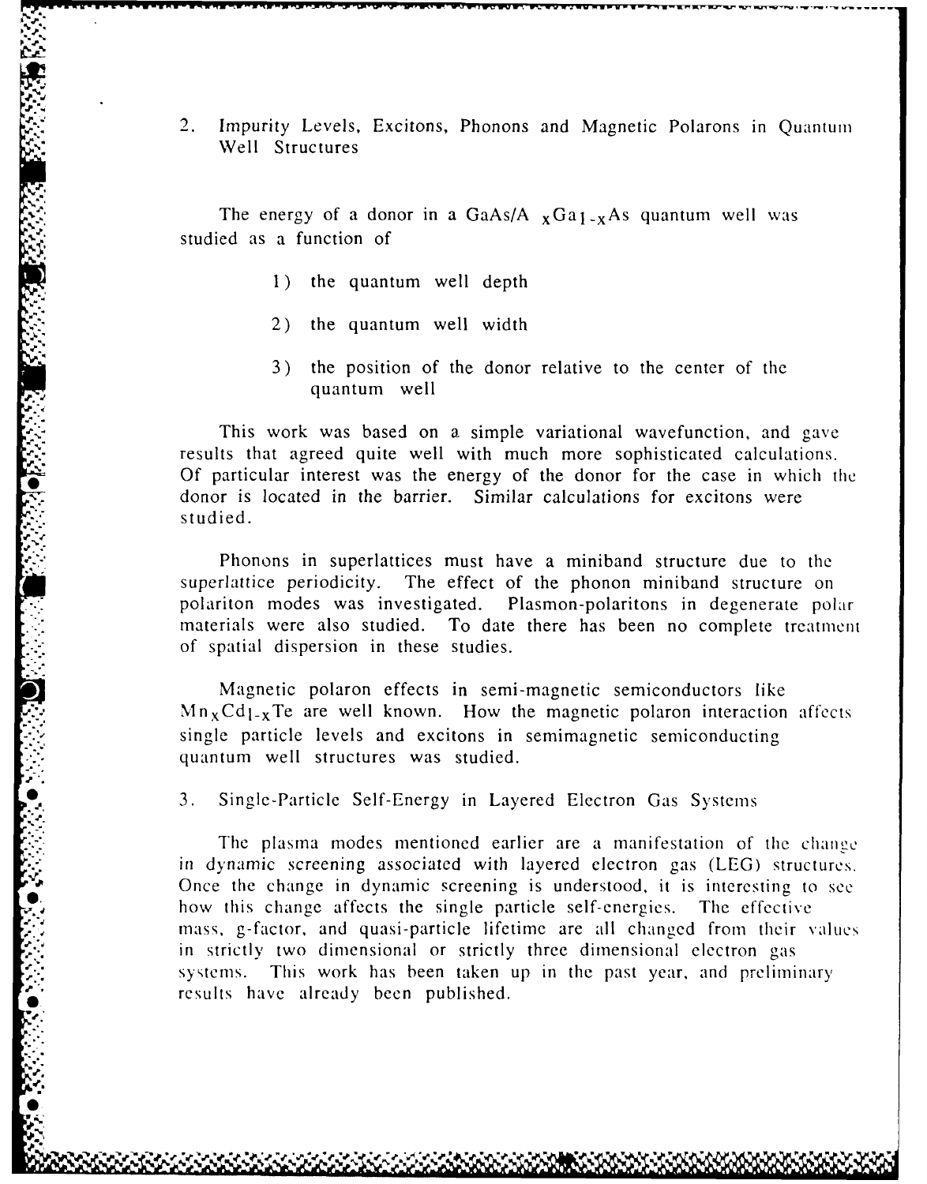## 2. Impurity Levels, Excitons, Phonons and Magnetic Polarons in Quantum Well Structures

The energy of a donor in a GaAs/A $_x$Ga$_{1-x}$As quantum well was studied as a function of

1) the quantum well depth

2) the quantum well width

3) the position of the donor relative to the center of the quantum well

This work was based on a simple variational wavefunction, and gave results that agreed quite well with much more sophisticated calculations. Of particular interest was the energy of the donor for the case in which the donor is located in the barrier. Similar calculations for excitons were studied.

Phonons in superlattices must have a miniband structure due to the superlattice periodicity. The effect of the phonon miniband structure on polariton modes was investigated. Plasmon-polaritons in degenerate polar materials were also studied. To date there has been no complete treatment of spatial dispersion in these studies.

Magnetic polaron effects in semi-magnetic semiconductors like $Mn_xCd_{1-x}Te$ are well known. How the magnetic polaron interaction affects single particle levels and excitons in semimagnetic semiconducting quantum well structures was studied.

## 3. Single-Particle Self-Energy in Layered Electron Gas Systems

The plasma modes mentioned earlier are a manifestation of the change in dynamic screening associated with layered electron gas (LEG) structures. Once the change in dynamic screening is understood, it is interesting to see how this change affects the single particle self-energies. The effective mass, g-factor, and quasi-particle lifetime are all changed from their values in strictly two dimensional or strictly three dimensional electron gas systems. This work has been taken up in the past year, and preliminary results have already been published.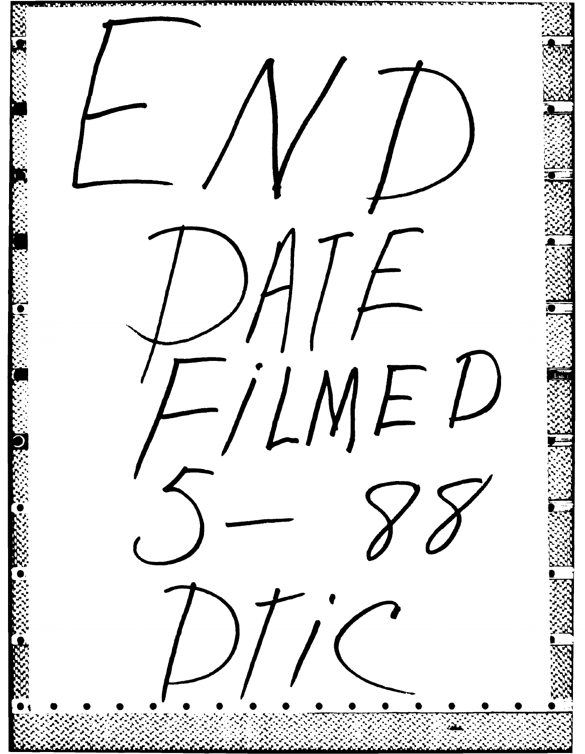END

DATE

FILMED

5-88

DTIC